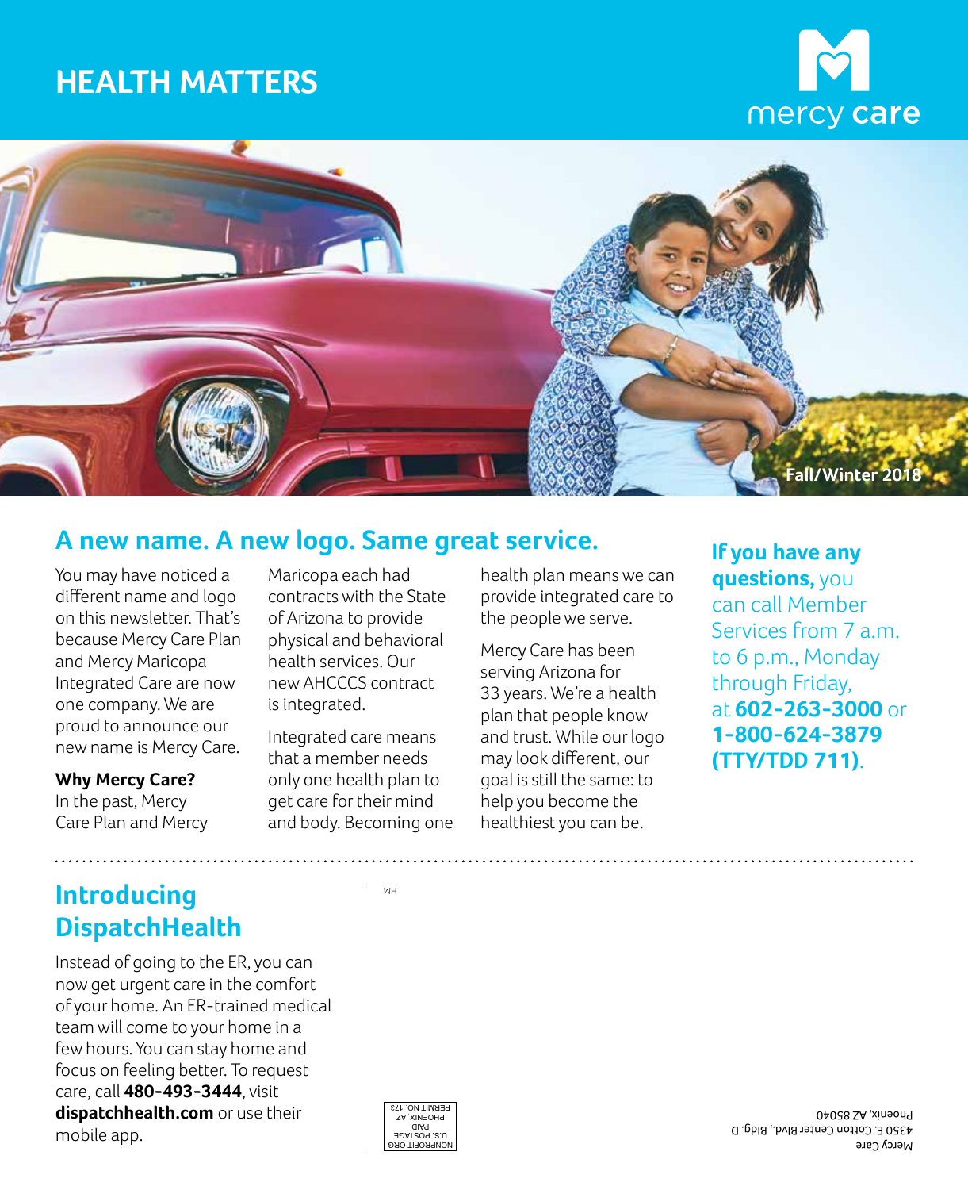# HEALTH MATTERS

mercy care

Fall/Winter 2018

## A new name. A new logo. Same great service.

You may have noticed a different name and logo on this newsletter. That's because Mercy Care Plan and Mercy Maricopa Integrated Care are now one company. We are proud to announce our new name is Mercy Care.

**Why Mercy Care?**
In the past, Mercy Care Plan and Mercy Maricopa each had contracts with the State of Arizona to provide physical and behavioral health services. Our new AHCCCS contract is integrated.

Integrated care means that a member needs only one health plan to get care for their mind and body. Becoming one health plan means we can provide integrated care to the people we serve.

Mercy Care has been serving Arizona for 33 years. We're a health plan that people know and trust. While our logo may look different, our goal is still the same: to help you become the healthiest you can be.

**If you have any questions,** you can call Member Services from 7 a.m. to 6 p.m., Monday through Friday, at **602-263-3000** or **1-800-624-3879 (TTY/TDD 711)**.

## Introducing DispatchHealth

Instead of going to the ER, you can now get urgent care in the comfort of your home. An ER-trained medical team will come to your home in a few hours. You can stay home and focus on feeling better. To request care, call **480-493-3444**, visit **dispatchhealth.com** or use their mobile app.

HM

NONPROFIT ORG
U.S. POSTAGE
PAID
PHOENIX, AZ
PERMIT NO. 173

Mercy Care
4350 E. Cotton Center Blvd., Bldg. D
Phoenix, AZ 85040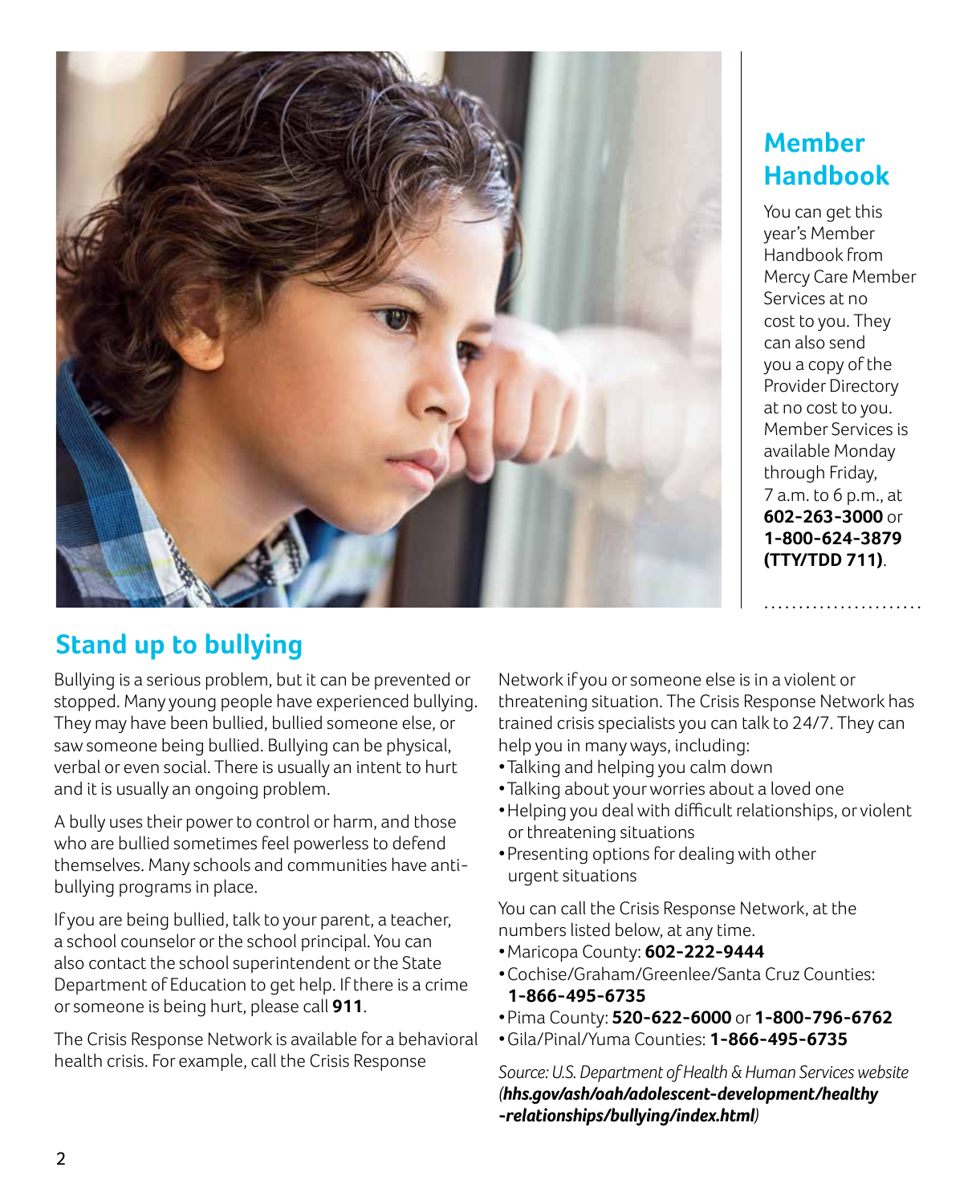## Member Handbook

You can get this year's Member Handbook from Mercy Care Member Services at no cost to you. They can also send you a copy of the Provider Directory at no cost to you. Member Services is available Monday through Friday, 7 a.m. to 6 p.m., at **602-263-3000** or **1-800-624-3879 (TTY/TDD 711)**.

## Stand up to bullying

Bullying is a serious problem, but it can be prevented or stopped. Many young people have experienced bullying. They may have been bullied, bullied someone else, or saw someone being bullied. Bullying can be physical, verbal or even social. There is usually an intent to hurt and it is usually an ongoing problem.

A bully uses their power to control or harm, and those who are bullied sometimes feel powerless to defend themselves. Many schools and communities have anti-bullying programs in place.

If you are being bullied, talk to your parent, a teacher, a school counselor or the school principal. You can also contact the school superintendent or the State Department of Education to get help. If there is a crime or someone is being hurt, please call **911**.

The Crisis Response Network is available for a behavioral health crisis. For example, call the Crisis Response Network if you or someone else is in a violent or threatening situation. The Crisis Response Network has trained crisis specialists you can talk to 24/7. They can help you in many ways, including:

- Talking and helping you calm down
- Talking about your worries about a loved one
- Helping you deal with difficult relationships, or violent or threatening situations
- Presenting options for dealing with other urgent situations

You can call the Crisis Response Network, at the numbers listed below, at any time.

- Maricopa County: **602-222-9444**
- Cochise/Graham/Greenlee/Santa Cruz Counties: **1-866-495-6735**
- Pima County: **520-622-6000** or **1-800-796-6762**
- Gila/Pinal/Yuma Counties: **1-866-495-6735**

*Source: U.S. Department of Health & Human Services website (**hhs.gov/ash/oah/adolescent-development/healthy-relationships/bullying/index.html**)*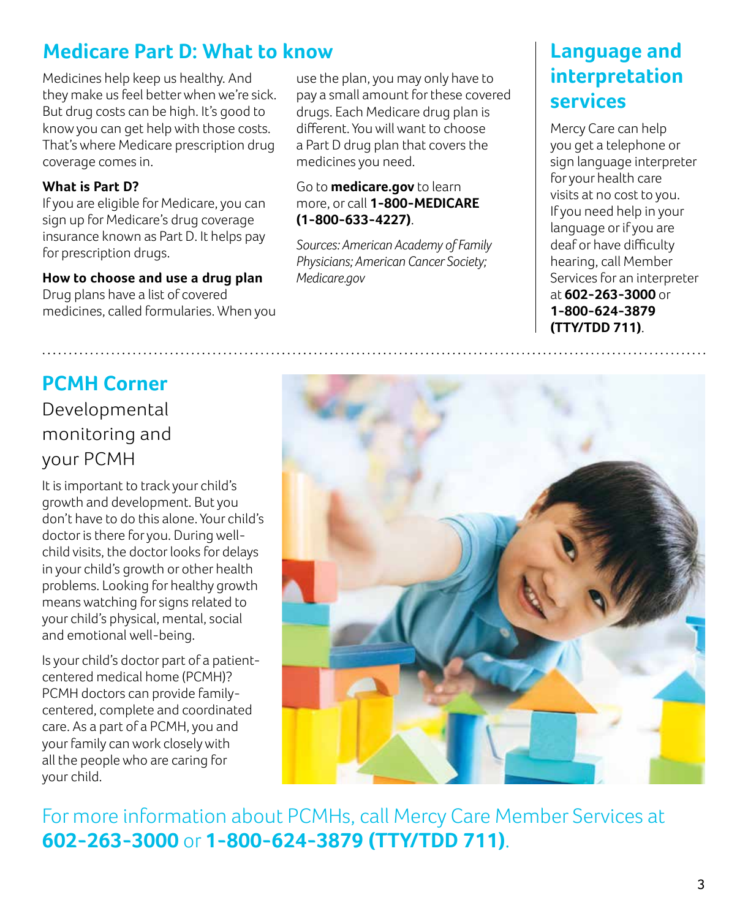## Medicare Part D: What to know

Medicines help keep us healthy. And they make us feel better when we're sick. But drug costs can be high. It's good to know you can get help with those costs. That's where Medicare prescription drug coverage comes in.

**What is Part D?**
If you are eligible for Medicare, you can sign up for Medicare's drug coverage insurance known as Part D. It helps pay for prescription drugs.

**How to choose and use a drug plan**
Drug plans have a list of covered medicines, called formularies. When you use the plan, you may only have to pay a small amount for these covered drugs. Each Medicare drug plan is different. You will want to choose a Part D drug plan that covers the medicines you need.

Go to **medicare.gov** to learn more, or call **1-800-MEDICARE (1-800-633-4227)**.

*Sources: American Academy of Family Physicians; American Cancer Society; Medicare.gov*

## Language and interpretation services

Mercy Care can help you get a telephone or sign language interpreter for your health care visits at no cost to you. If you need help in your language or if you are deaf or have difficulty hearing, call Member Services for an interpreter at **602-263-3000** or **1-800-624-3879 (TTY/TDD 711)**.

## PCMH Corner

### Developmental monitoring and your PCMH

It is important to track your child's growth and development. But you don't have to do this alone. Your child's doctor is there for you. During well-child visits, the doctor looks for delays in your child's growth or other health problems. Looking for healthy growth means watching for signs related to your child's physical, mental, social and emotional well-being.

Is your child's doctor part of a patient-centered medical home (PCMH)? PCMH doctors can provide family-centered, complete and coordinated care. As a part of a PCMH, you and your family can work closely with all the people who are caring for your child.

For more information about PCMHs, call Mercy Care Member Services at **602-263-3000** or **1-800-624-3879 (TTY/TDD 711)**.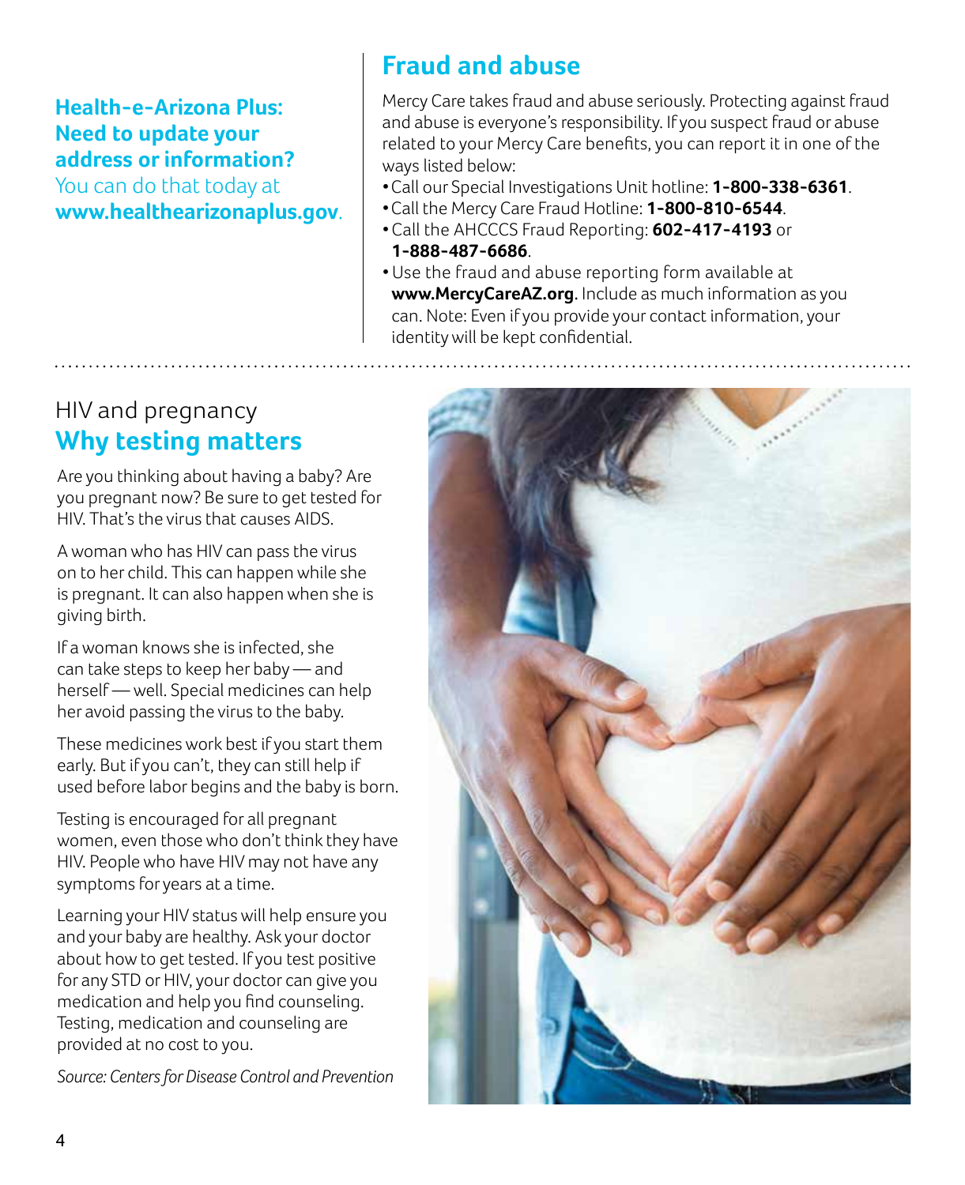**Health-e-Arizona Plus: Need to update your address or information?**
You can do that today at **www.healthearizonaplus.gov**.

## Fraud and abuse

Mercy Care takes fraud and abuse seriously. Protecting against fraud and abuse is everyone's responsibility. If you suspect fraud or abuse related to your Mercy Care benefits, you can report it in one of the ways listed below:

- Call our Special Investigations Unit hotline: **1-800-338-6361**.
- Call the Mercy Care Fraud Hotline: **1-800-810-6544**.
- Call the AHCCCS Fraud Reporting: **602-417-4193** or **1-888-487-6686**.
- Use the fraud and abuse reporting form available at **www.MercyCareAZ.org**. Include as much information as you can. Note: Even if you provide your contact information, your identity will be kept confidential.

---

## HIV and pregnancy
## Why testing matters

Are you thinking about having a baby? Are you pregnant now? Be sure to get tested for HIV. That's the virus that causes AIDS.

A woman who has HIV can pass the virus on to her child. This can happen while she is pregnant. It can also happen when she is giving birth.

If a woman knows she is infected, she can take steps to keep her baby — and herself — well. Special medicines can help her avoid passing the virus to the baby.

These medicines work best if you start them early. But if you can't, they can still help if used before labor begins and the baby is born.

Testing is encouraged for all pregnant women, even those who don't think they have HIV. People who have HIV may not have any symptoms for years at a time.

Learning your HIV status will help ensure you and your baby are healthy. Ask your doctor about how to get tested. If you test positive for any STD or HIV, your doctor can give you medication and help you find counseling. Testing, medication and counseling are provided at no cost to you.

*Source: Centers for Disease Control and Prevention*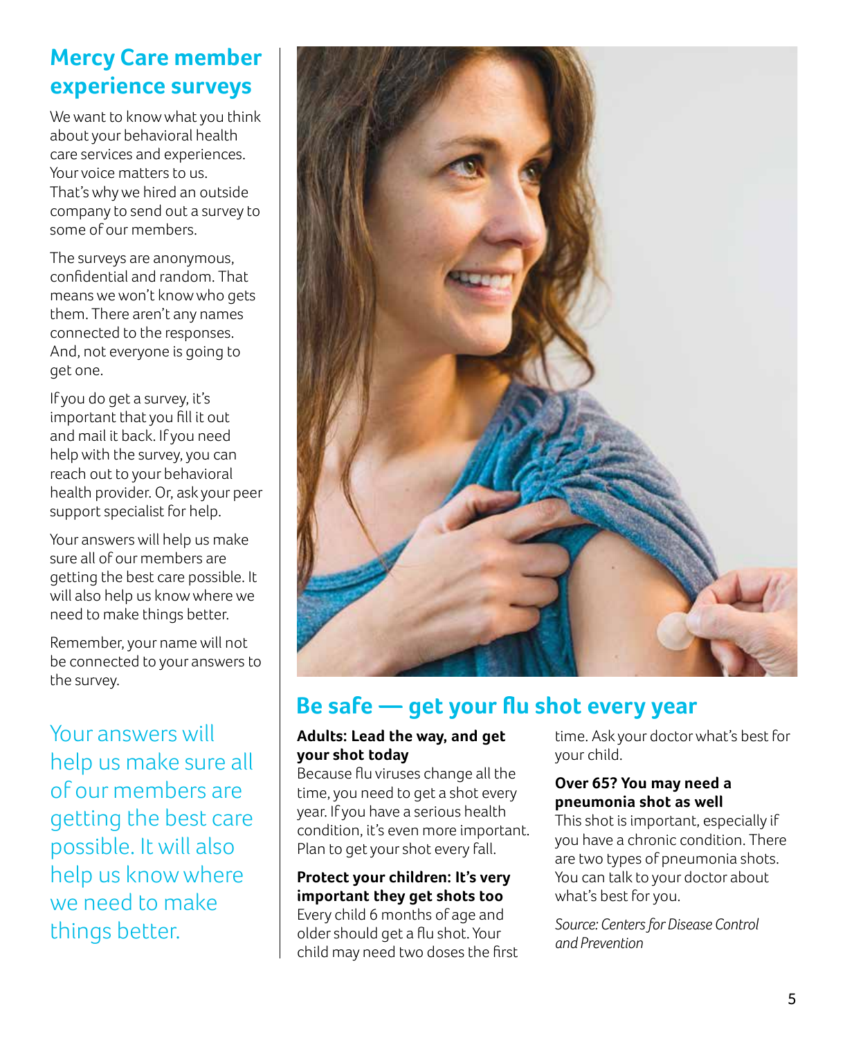## Mercy Care member experience surveys

We want to know what you think about your behavioral health care services and experiences. Your voice matters to us. That's why we hired an outside company to send out a survey to some of our members.

The surveys are anonymous, confidential and random. That means we won't know who gets them. There aren't any names connected to the responses. And, not everyone is going to get one.

If you do get a survey, it's important that you fill it out and mail it back. If you need help with the survey, you can reach out to your behavioral health provider. Or, ask your peer support specialist for help.

Your answers will help us make sure all of our members are getting the best care possible. It will also help us know where we need to make things better.

Remember, your name will not be connected to your answers to the survey.

Your answers will help us make sure all of our members are getting the best care possible. It will also help us know where we need to make things better.

## Be safe — get your flu shot every year

**Adults: Lead the way, and get your shot today**

Because flu viruses change all the time, you need to get a shot every year. If you have a serious health condition, it's even more important. Plan to get your shot every fall.

**Protect your children: It's very important they get shots too**

Every child 6 months of age and older should get a flu shot. Your child may need two doses the first time. Ask your doctor what's best for your child.

**Over 65? You may need a pneumonia shot as well**

This shot is important, especially if you have a chronic condition. There are two types of pneumonia shots. You can talk to your doctor about what's best for you.

*Source: Centers for Disease Control and Prevention*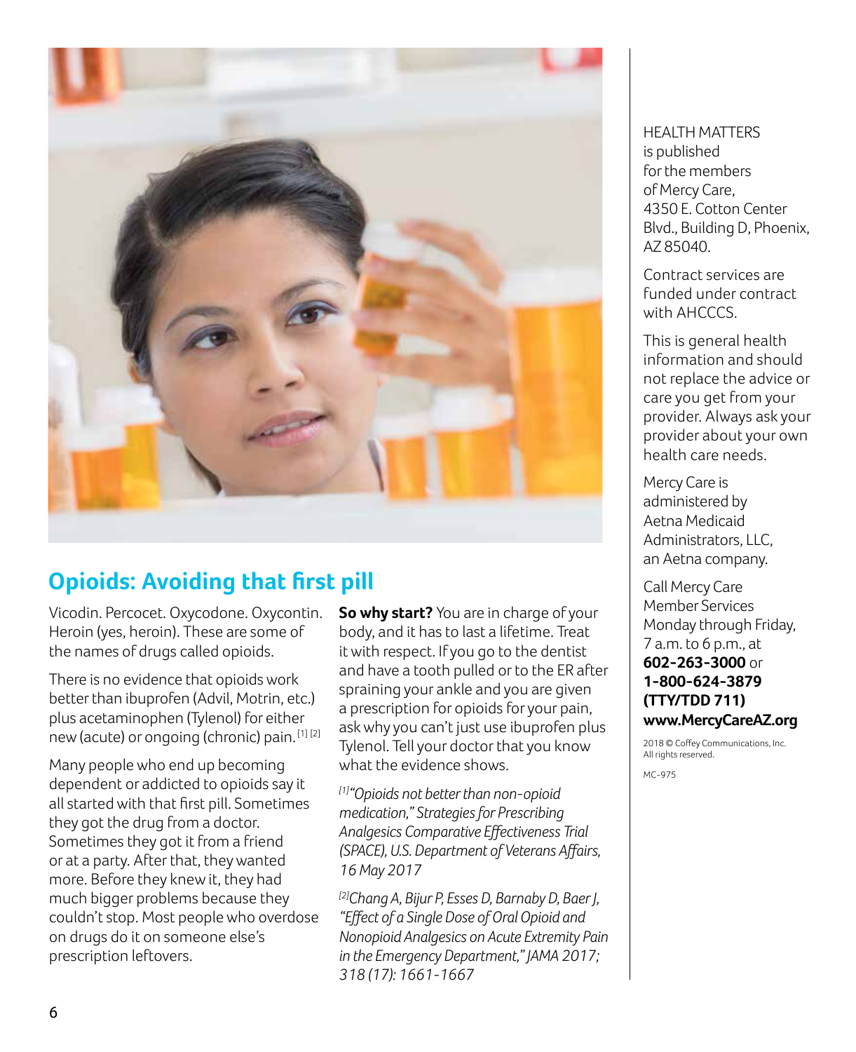## Opioids: Avoiding that first pill

Vicodin. Percocet. Oxycodone. Oxycontin. Heroin (yes, heroin). These are some of the names of drugs called opioids.

There is no evidence that opioids work better than ibuprofen (Advil, Motrin, etc.) plus acetaminophen (Tylenol) for either new (acute) or ongoing (chronic) pain.[1] [2]

Many people who end up becoming dependent or addicted to opioids say it all started with that first pill. Sometimes they got the drug from a doctor. Sometimes they got it from a friend or at a party. After that, they wanted more. Before they knew it, they had much bigger problems because they couldn't stop. Most people who overdose on drugs do it on someone else's prescription leftovers.

**So why start?** You are in charge of your body, and it has to last a lifetime. Treat it with respect. If you go to the dentist and have a tooth pulled or to the ER after spraining your ankle and you are given a prescription for opioids for your pain, ask why you can't just use ibuprofen plus Tylenol. Tell your doctor that you know what the evidence shows.

*[1] "Opioids not better than non-opioid medication," Strategies for Prescribing Analgesics Comparative Effectiveness Trial (SPACE), U.S. Department of Veterans Affairs, 16 May 2017*

*[2] Chang A, Bijur P, Esses D, Barnaby D, Baer J, "Effect of a Single Dose of Oral Opioid and Nonopioid Analgesics on Acute Extremity Pain in the Emergency Department," JAMA 2017; 318 (17): 1661-1667*

HEALTH MATTERS is published for the members of Mercy Care, 4350 E. Cotton Center Blvd., Building D, Phoenix, AZ 85040.

Contract services are funded under contract with AHCCCS.

This is general health information and should not replace the advice or care you get from your provider. Always ask your provider about your own health care needs.

Mercy Care is administered by Aetna Medicaid Administrators, LLC, an Aetna company.

Call Mercy Care Member Services Monday through Friday, 7 a.m. to 6 p.m., at **602-263-3000** or **1-800-624-3879 (TTY/TDD 711)**
**www.MercyCareAZ.org**

2018 © Coffey Communications, Inc. All rights reserved.

MC-975